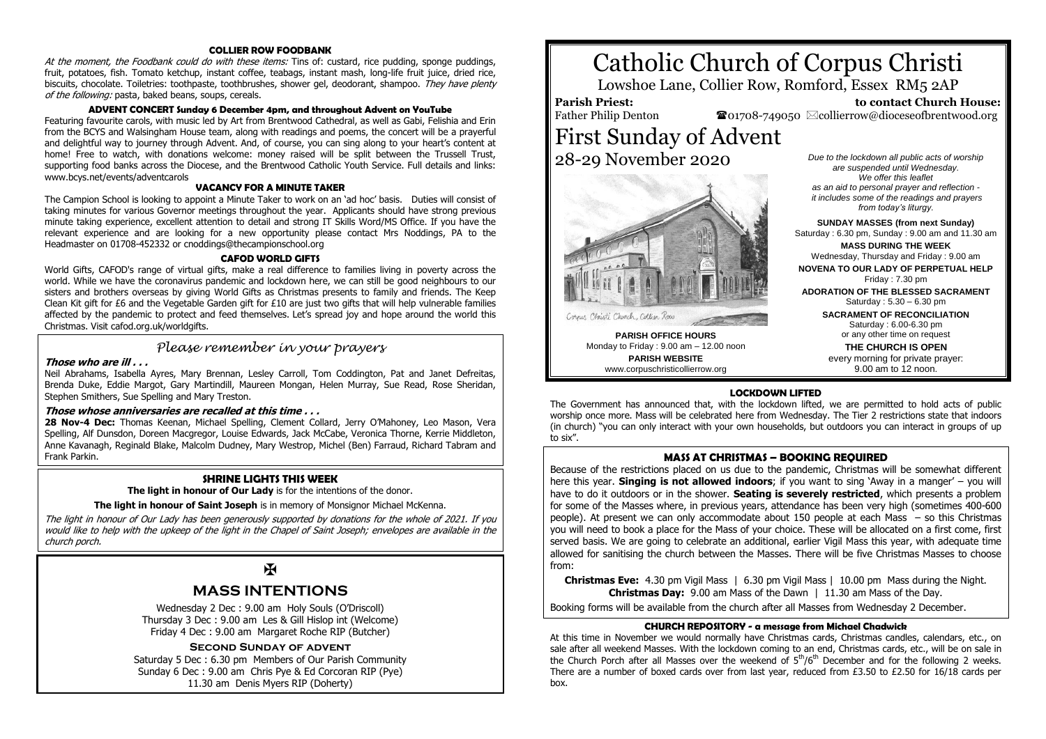## COLLIER ROW FOODBANK

*At the moment, the Foodbank could do with these items:* Tins of: custard, rice pudding, sponge puddings, fruit, potatoes, fish. Tomato ketchup, instant coffee, teabags, instant mash, long-life fruit juice, dried rice, biscuits, chocolate. Toiletries: toothpaste, toothbrushes, shower gel, deodorant, shampoo. *They have plenty of the following:* pasta, baked beans, soups, cereals.

## ADVENT CONCERT Sunday 6 December 4pm, and throughout Advent on YouTube

Featuring favourite carols, with music led by Art from Brentwood Cathedral, as well as Gabi, Felishia and Erin from the BCYS and Walsingham House team, along with readings and poems, the concert will be a prayerful and delightful way to journey through Advent. And, of course, you can sing along to your heart's content at home! Free to watch, with donations welcome: money raised will be split between the Trussell Trust, supporting food banks across the Diocese, and the Brentwood Catholic Youth Service. Full details and links: www.bcys.net/events/adventcarols

## VACANCY FOR A MINUTE TAKER

The Campion School is looking to appoint a Minute Taker to work on an 'ad hoc' basis. Duties will consist of taking minutes for various Governor meetings throughout the year. Applicants should have strong previous minute taking experience, excellent attention to detail and strong IT Skills Word/MS Office. If you have the relevant experience and are looking for a new opportunity please contact Mrs Noddings, PA to the Headmaster on 01708-452332 or cnoddings@thecampionschool.org

## CAFOD WORLD GIFTS

World Gifts, CAFOD's range of virtual gifts, make a real difference to families living in poverty across the world. While we have the coronavirus pandemic and lockdown here, we can still be good neighbours to our sisters and brothers overseas by giving World Gifts as Christmas presents to family and friends. The Keep Clean Kit gift for £6 and the Vegetable Garden gift for £10 are just two gifts that will help vulnerable families affected by the pandemic to protect and feed themselves. Let's spread joy and hope around the world this Christmas. Visit cafod.org.uk/worldgifts.

## *Please remember in your prayers*

***Those who are ill . . .***

Neil Abrahams, Isabella Ayres, Mary Brennan, Lesley Carroll, Tom Coddington, Pat and Janet Defreitas, Brenda Duke, Eddie Margot, Gary Martindill, Maureen Mongan, Helen Murray, Sue Read, Rose Sheridan, Stephen Smithers, Sue Spelling and Mary Treston.

***Those whose anniversaries are recalled at this time . . .***

**28 Nov-4 Dec:** Thomas Keenan, Michael Spelling, Clement Collard, Jerry O'Mahoney, Leo Mason, Vera Spelling, Alf Dunsdon, Doreen Macgregor, Louise Edwards, Jack McCabe, Veronica Thorne, Kerrie Middleton, Anne Kavanagh, Reginald Blake, Malcolm Dudney, Mary Westrop, Michel (Ben) Farraud, Richard Tabram and Frank Parkin.

## SHRINE LIGHTS THIS WEEK

**The light in honour of Our Lady** is for the intentions of the donor.

**The light in honour of Saint Joseph** is in memory of Monsignor Michael McKenna.

*The light in honour of Our Lady has been generously supported by donations for the whole of 2021. If you would like to help with the upkeep of the light in the Chapel of Saint Joseph; envelopes are available in the church porch.*

✠

## MASS INTENTIONS

Wednesday 2 Dec : 9.00 am Holy Souls (O'Driscoll)
Thursday 3 Dec : 9.00 am Les & Gill Hislop int (Welcome)
Friday 4 Dec : 9.00 am Margaret Roche RIP (Butcher)

**Second Sunday of advent**

Saturday 5 Dec : 6.30 pm Members of Our Parish Community
Sunday 6 Dec : 9.00 am Chris Pye & Ed Corcoran RIP (Pye)
11.30 am Denis Myers RIP (Doherty)

# Catholic Church of Corpus Christi

Lowshoe Lane, Collier Row, Romford, Essex RM5 2AP

**Parish Priest:** Father Philip Denton

**to contact Church House:** ☎01708-749050 ✉collierrow@dioceseofbrentwood.org

# First Sunday of Advent

28-29 November 2020

*Due to the lockdown all public acts of worship are suspended until Wednesday. We offer this leaflet as an aid to personal prayer and reflection - it includes some of the readings and prayers from today's liturgy.*

**SUNDAY MASSES (from next Sunday)**
Saturday : 6.30 pm, Sunday : 9.00 am and 11.30 am

**MASS DURING THE WEEK**
Wednesday, Thursday and Friday : 9.00 am

**NOVENA TO OUR LADY OF PERPETUAL HELP**
Friday : 7.30 pm

**ADORATION OF THE BLESSED SACRAMENT**
Saturday : 5.30 – 6.30 pm

**SACRAMENT OF RECONCILIATION**
Saturday : 6.00-6.30 pm
or any other time on request

**THE CHURCH IS OPEN**
every morning for private prayer:
9.00 am to 12 noon.

*Corpus Christi Church, Collier Row*

**PARISH OFFICE HOURS**
Monday to Friday : 9.00 am – 12.00 noon

**PARISH WEBSITE**
www.corpuschristicollierrow.org

## LOCKDOWN LIFTED

The Government has announced that, with the lockdown lifted, we are permitted to hold acts of public worship once more. Mass will be celebrated here from Wednesday. The Tier 2 restrictions state that indoors (in church) "you can only interact with your own households, but outdoors you can interact in groups of up to six".

## MASS AT CHRISTMAS – BOOKING REQUIRED

Because of the restrictions placed on us due to the pandemic, Christmas will be somewhat different here this year. **Singing is not allowed indoors**; if you want to sing 'Away in a manger' – you will have to do it outdoors or in the shower. **Seating is severely restricted**, which presents a problem for some of the Masses where, in previous years, attendance has been very high (sometimes 400-600 people). At present we can only accommodate about 150 people at each Mass – so this Christmas you will need to book a place for the Mass of your choice. These will be allocated on a first come, first served basis. We are going to celebrate an additional, earlier Vigil Mass this year, with adequate time allowed for sanitising the church between the Masses. There will be five Christmas Masses to choose from:

**Christmas Eve:** 4.30 pm Vigil Mass | 6.30 pm Vigil Mass | 10.00 pm Mass during the Night.
**Christmas Day:** 9.00 am Mass of the Dawn | 11.30 am Mass of the Day.

Booking forms will be available from the church after all Masses from Wednesday 2 December.

## CHURCH REPOSITORY - a message from Michael Chadwick

At this time in November we would normally have Christmas cards, Christmas candles, calendars, etc., on sale after all weekend Masses. With the lockdown coming to an end, Christmas cards, etc., will be on sale in the Church Porch after all Masses over the weekend of 5th/6th December and for the following 2 weeks. There are a number of boxed cards over from last year, reduced from £3.50 to £2.50 for 16/18 cards per box.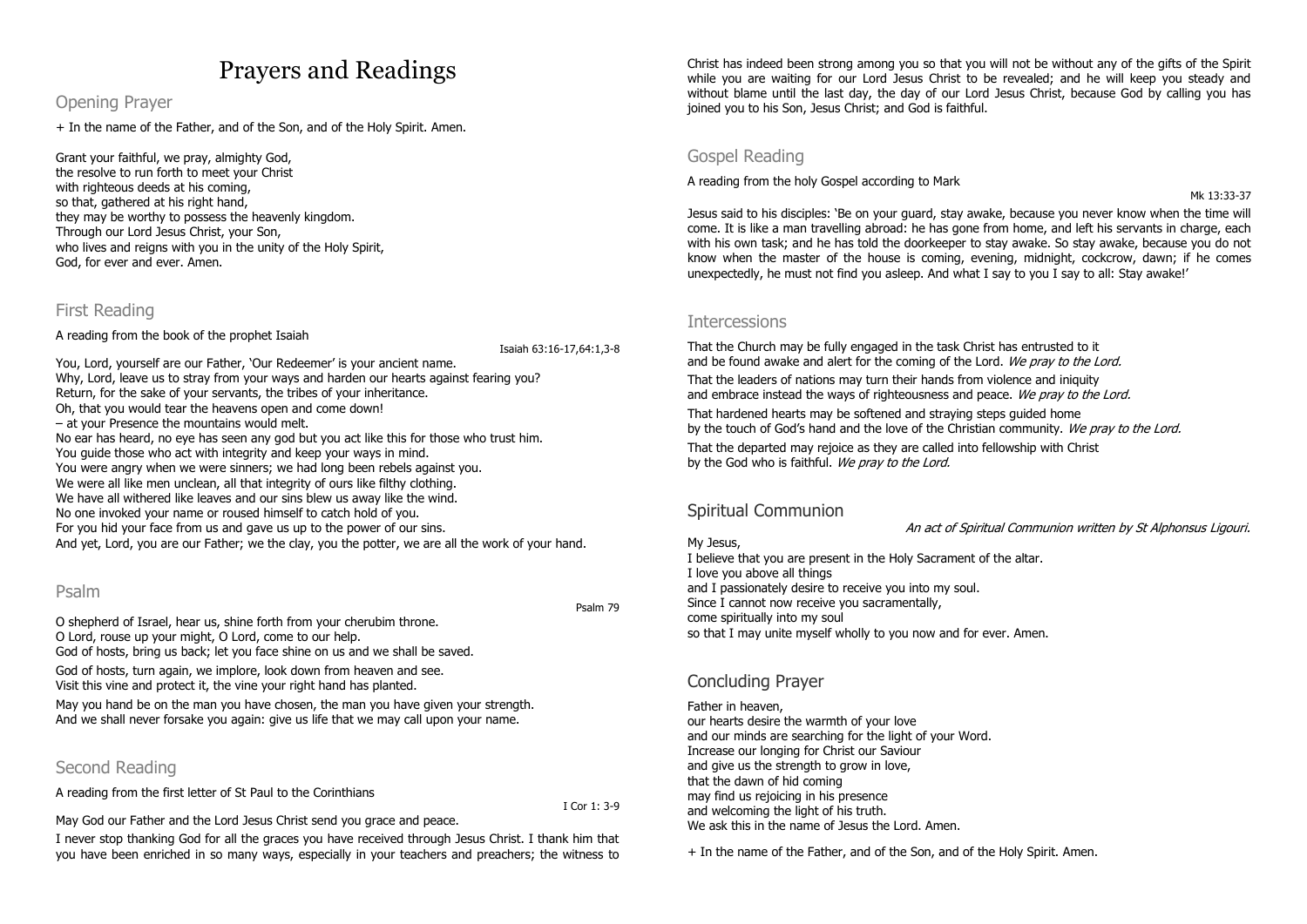# Prayers and Readings

## Opening Prayer

+ In the name of the Father, and of the Son, and of the Holy Spirit. Amen.

Grant your faithful, we pray, almighty God,
the resolve to run forth to meet your Christ
with righteous deeds at his coming,
so that, gathered at his right hand,
they may be worthy to possess the heavenly kingdom.
Through our Lord Jesus Christ, your Son,
who lives and reigns with you in the unity of the Holy Spirit,
God, for ever and ever. Amen.

## First Reading

A reading from the book of the prophet Isaiah

Isaiah 63:16-17,64:1,3-8

You, Lord, yourself are our Father, 'Our Redeemer' is your ancient name.
Why, Lord, leave us to stray from your ways and harden our hearts against fearing you?
Return, for the sake of your servants, the tribes of your inheritance.
Oh, that you would tear the heavens open and come down!
– at your Presence the mountains would melt.
No ear has heard, no eye has seen any god but you act like this for those who trust him.
You guide those who act with integrity and keep your ways in mind.
You were angry when we were sinners; we had long been rebels against you.
We were all like men unclean, all that integrity of ours like filthy clothing.
We have all withered like leaves and our sins blew us away like the wind.
No one invoked your name or roused himself to catch hold of you.
For you hid your face from us and gave us up to the power of our sins.
And yet, Lord, you are our Father; we the clay, you the potter, we are all the work of your hand.

## Psalm

Psalm 79

O shepherd of Israel, hear us, shine forth from your cherubim throne.
O Lord, rouse up your might, O Lord, come to our help.
God of hosts, bring us back; let you face shine on us and we shall be saved.

God of hosts, turn again, we implore, look down from heaven and see.
Visit this vine and protect it, the vine your right hand has planted.

May you hand be on the man you have chosen, the man you have given your strength.
And we shall never forsake you again: give us life that we may call upon your name.

## Second Reading

A reading from the first letter of St Paul to the Corinthians

I Cor 1: 3-9

May God our Father and the Lord Jesus Christ send you grace and peace.

I never stop thanking God for all the graces you have received through Jesus Christ. I thank him that you have been enriched in so many ways, especially in your teachers and preachers; the witness to Christ has indeed been strong among you so that you will not be without any of the gifts of the Spirit while you are waiting for our Lord Jesus Christ to be revealed; and he will keep you steady and without blame until the last day, the day of our Lord Jesus Christ, because God by calling you has joined you to his Son, Jesus Christ; and God is faithful.

## Gospel Reading

A reading from the holy Gospel according to Mark

Mk 13:33-37

Jesus said to his disciples: 'Be on your guard, stay awake, because you never know when the time will come. It is like a man travelling abroad: he has gone from home, and left his servants in charge, each with his own task; and he has told the doorkeeper to stay awake. So stay awake, because you do not know when the master of the house is coming, evening, midnight, cockcrow, dawn; if he comes unexpectedly, he must not find you asleep. And what I say to you I say to all: Stay awake!'

## Intercessions

That the Church may be fully engaged in the task Christ has entrusted to it
and be found awake and alert for the coming of the Lord. *We pray to the Lord.*

That the leaders of nations may turn their hands from violence and iniquity
and embrace instead the ways of righteousness and peace. *We pray to the Lord.*

That hardened hearts may be softened and straying steps guided home
by the touch of God's hand and the love of the Christian community. *We pray to the Lord.*

That the departed may rejoice as they are called into fellowship with Christ
by the God who is faithful. *We pray to the Lord.*

## Spiritual Communion

*An act of Spiritual Communion written by St Alphonsus Ligouri.*

My Jesus,
I believe that you are present in the Holy Sacrament of the altar.
I love you above all things
and I passionately desire to receive you into my soul.
Since I cannot now receive you sacramentally,
come spiritually into my soul
so that I may unite myself wholly to you now and for ever. Amen.

## Concluding Prayer

Father in heaven,
our hearts desire the warmth of your love
and our minds are searching for the light of your Word.
Increase our longing for Christ our Saviour
and give us the strength to grow in love,
that the dawn of hid coming
may find us rejoicing in his presence
and welcoming the light of his truth.
We ask this in the name of Jesus the Lord. Amen.

+ In the name of the Father, and of the Son, and of the Holy Spirit. Amen.